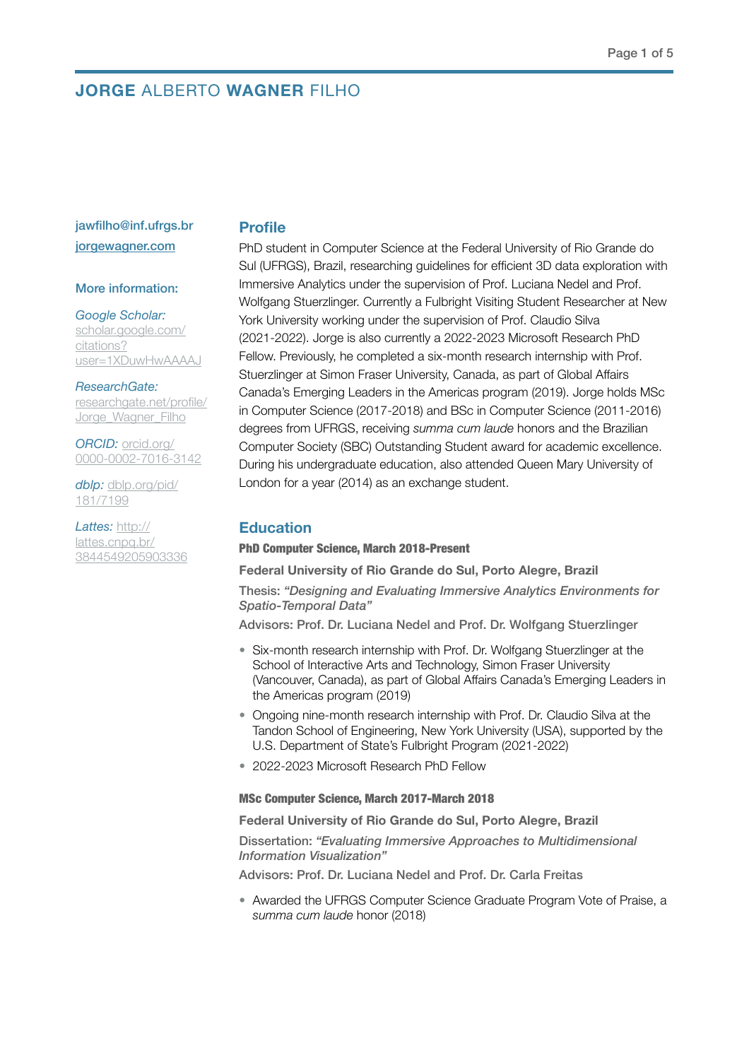# JORGE ALBERTO WAGNER FILHO

jawfilho@inf.ufrgs.br
jorgewagner.com

**More information:**

*Google Scholar:* scholar.google.com/citations?user=1XDuwHwAAAAJ

*ResearchGate:* researchgate.net/profile/Jorge_Wagner_Filho

*ORCID:* orcid.org/0000-0002-7016-3142

*dblp:* dblp.org/pid/181/7199

*Lattes:* http://lattes.cnpq.br/3844549205903336

## Profile

PhD student in Computer Science at the Federal University of Rio Grande do Sul (UFRGS), Brazil, researching guidelines for efficient 3D data exploration with Immersive Analytics under the supervision of Prof. Luciana Nedel and Prof. Wolfgang Stuerzlinger. Currently a Fulbright Visiting Student Researcher at New York University working under the supervision of Prof. Claudio Silva (2021-2022). Jorge is also currently a 2022-2023 Microsoft Research PhD Fellow. Previously, he completed a six-month research internship with Prof. Stuerzlinger at Simon Fraser University, Canada, as part of Global Affairs Canada's Emerging Leaders in the Americas program (2019). Jorge holds MSc in Computer Science (2017-2018) and BSc in Computer Science (2011-2016) degrees from UFRGS, receiving *summa cum laude* honors and the Brazilian Computer Society (SBC) Outstanding Student award for academic excellence. During his undergraduate education, also attended Queen Mary University of London for a year (2014) as an exchange student.

## Education

**PhD Computer Science, March 2018-Present**

**Federal University of Rio Grande do Sul, Porto Alegre, Brazil**

Thesis: *"Designing and Evaluating Immersive Analytics Environments for Spatio-Temporal Data"*

Advisors: Prof. Dr. Luciana Nedel and Prof. Dr. Wolfgang Stuerzlinger

- Six-month research internship with Prof. Dr. Wolfgang Stuerzlinger at the School of Interactive Arts and Technology, Simon Fraser University (Vancouver, Canada), as part of Global Affairs Canada's Emerging Leaders in the Americas program (2019)
- Ongoing nine-month research internship with Prof. Dr. Claudio Silva at the Tandon School of Engineering, New York University (USA), supported by the U.S. Department of State's Fulbright Program (2021-2022)
- 2022-2023 Microsoft Research PhD Fellow

**MSc Computer Science, March 2017-March 2018**

**Federal University of Rio Grande do Sul, Porto Alegre, Brazil**

Dissertation: *"Evaluating Immersive Approaches to Multidimensional Information Visualization"*

Advisors: Prof. Dr. Luciana Nedel and Prof. Dr. Carla Freitas

- Awarded the UFRGS Computer Science Graduate Program Vote of Praise, a *summa cum laude* honor (2018)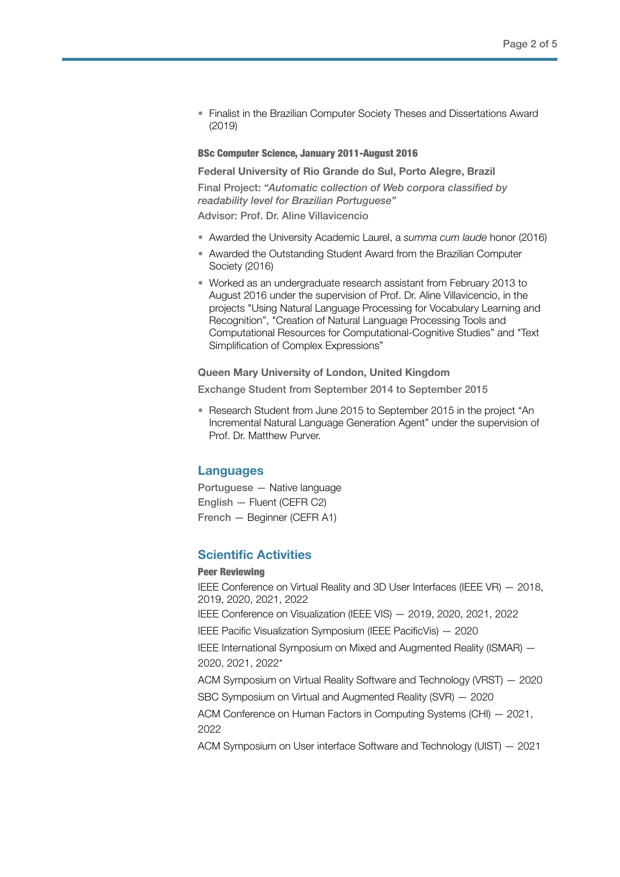- Finalist in the Brazilian Computer Society Theses and Dissertations Award (2019)

#### BSc Computer Science, January 2011-August 2016

**Federal University of Rio Grande do Sul, Porto Alegre, Brazil**

Final Project: *"Automatic collection of Web corpora classified by readability level for Brazilian Portuguese"*

Advisor: Prof. Dr. Aline Villavicencio

- Awarded the University Academic Laurel, a *summa cum laude* honor (2016)
- Awarded the Outstanding Student Award from the Brazilian Computer Society (2016)
- Worked as an undergraduate research assistant from February 2013 to August 2016 under the supervision of Prof. Dr. Aline Villavicencio, in the projects "Using Natural Language Processing for Vocabulary Learning and Recognition", "Creation of Natural Language Processing Tools and Computational Resources for Computational-Cognitive Studies" and "Text Simplification of Complex Expressions"

**Queen Mary University of London, United Kingdom**

Exchange Student from September 2014 to September 2015

- Research Student from June 2015 to September 2015 in the project "An Incremental Natural Language Generation Agent" under the supervision of Prof. Dr. Matthew Purver.

## Languages

Portuguese — Native language

English — Fluent (CEFR C2)

French — Beginner (CEFR A1)

## Scientific Activities

#### Peer Reviewing

IEEE Conference on Virtual Reality and 3D User Interfaces (IEEE VR) — 2018, 2019, 2020, 2021, 2022

IEEE Conference on Visualization (IEEE VIS) — 2019, 2020, 2021, 2022

IEEE Pacific Visualization Symposium (IEEE PacificVis) — 2020

IEEE International Symposium on Mixed and Augmented Reality (ISMAR) — 2020, 2021, 2022*

ACM Symposium on Virtual Reality Software and Technology (VRST) — 2020

SBC Symposium on Virtual and Augmented Reality (SVR) — 2020

ACM Conference on Human Factors in Computing Systems (CHI) — 2021, 2022

ACM Symposium on User interface Software and Technology (UIST) — 2021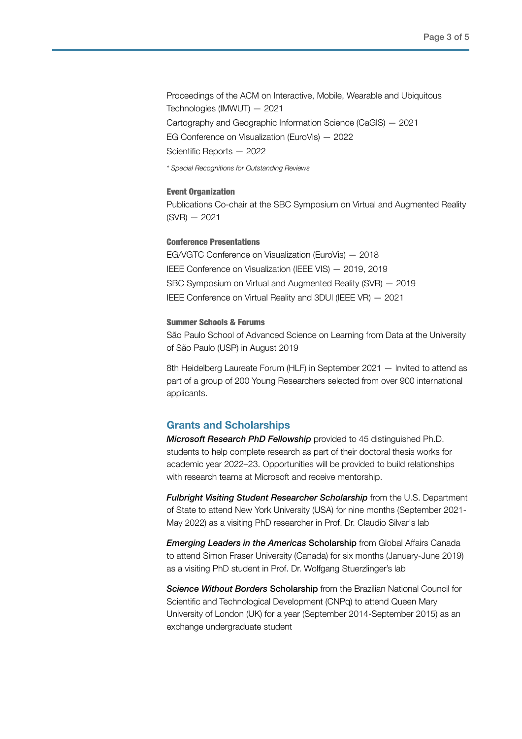Proceedings of the ACM on Interactive, Mobile, Wearable and Ubiquitous Technologies (IMWUT) — 2021

Cartography and Geographic Information Science (CaGIS) — 2021

EG Conference on Visualization (EuroVis) — 2022

Scientific Reports — 2022

*\* Special Recognitions for Outstanding Reviews*

#### Event Organization

Publications Co-chair at the SBC Symposium on Virtual and Augmented Reality (SVR) — 2021

#### Conference Presentations

EG/VGTC Conference on Visualization (EuroVis) — 2018

IEEE Conference on Visualization (IEEE VIS) — 2019, 2019

SBC Symposium on Virtual and Augmented Reality (SVR) — 2019

IEEE Conference on Virtual Reality and 3DUI (IEEE VR) — 2021

#### Summer Schools & Forums

São Paulo School of Advanced Science on Learning from Data at the University of São Paulo (USP) in August 2019

8th Heidelberg Laureate Forum (HLF) in September 2021 — Invited to attend as part of a group of 200 Young Researchers selected from over 900 international applicants.

## Grants and Scholarships

***Microsoft Research PhD Fellowship*** provided to 45 distinguished Ph.D. students to help complete research as part of their doctoral thesis works for academic year 2022–23. Opportunities will be provided to build relationships with research teams at Microsoft and receive mentorship.

***Fulbright Visiting Student Researcher Scholarship*** from the U.S. Department of State to attend New York University (USA) for nine months (September 2021-May 2022) as a visiting PhD researcher in Prof. Dr. Claudio Silvar's lab

***Emerging Leaders in the Americas* Scholarship** from Global Affairs Canada to attend Simon Fraser University (Canada) for six months (January-June 2019) as a visiting PhD student in Prof. Dr. Wolfgang Stuerzlinger's lab

***Science Without Borders* Scholarship** from the Brazilian National Council for Scientific and Technological Development (CNPq) to attend Queen Mary University of London (UK) for a year (September 2014-September 2015) as an exchange undergraduate student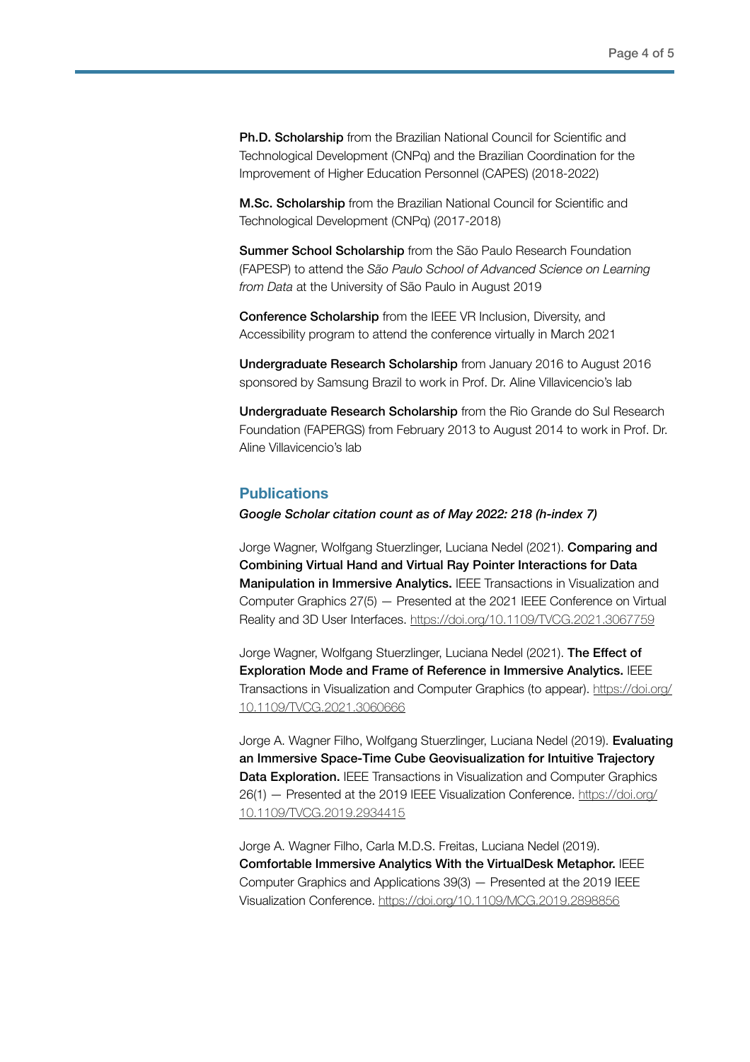**Ph.D. Scholarship** from the Brazilian National Council for Scientific and Technological Development (CNPq) and the Brazilian Coordination for the Improvement of Higher Education Personnel (CAPES) (2018-2022)

**M.Sc. Scholarship** from the Brazilian National Council for Scientific and Technological Development (CNPq) (2017-2018)

**Summer School Scholarship** from the São Paulo Research Foundation (FAPESP) to attend the *São Paulo School of Advanced Science on Learning from Data* at the University of São Paulo in August 2019

**Conference Scholarship** from the IEEE VR Inclusion, Diversity, and Accessibility program to attend the conference virtually in March 2021

**Undergraduate Research Scholarship** from January 2016 to August 2016 sponsored by Samsung Brazil to work in Prof. Dr. Aline Villavicencio's lab

**Undergraduate Research Scholarship** from the Rio Grande do Sul Research Foundation (FAPERGS) from February 2013 to August 2014 to work in Prof. Dr. Aline Villavicencio's lab

## Publications

*Google Scholar citation count as of May 2022: 218 (h-index 7)*

Jorge Wagner, Wolfgang Stuerzlinger, Luciana Nedel (2021). **Comparing and Combining Virtual Hand and Virtual Ray Pointer Interactions for Data Manipulation in Immersive Analytics.** IEEE Transactions in Visualization and Computer Graphics 27(5) — Presented at the 2021 IEEE Conference on Virtual Reality and 3D User Interfaces. https://doi.org/10.1109/TVCG.2021.3067759

Jorge Wagner, Wolfgang Stuerzlinger, Luciana Nedel (2021). **The Effect of Exploration Mode and Frame of Reference in Immersive Analytics.** IEEE Transactions in Visualization and Computer Graphics (to appear). https://doi.org/10.1109/TVCG.2021.3060666

Jorge A. Wagner Filho, Wolfgang Stuerzlinger, Luciana Nedel (2019). **Evaluating an Immersive Space-Time Cube Geovisualization for Intuitive Trajectory Data Exploration.** IEEE Transactions in Visualization and Computer Graphics 26(1) — Presented at the 2019 IEEE Visualization Conference. https://doi.org/10.1109/TVCG.2019.2934415

Jorge A. Wagner Filho, Carla M.D.S. Freitas, Luciana Nedel (2019). **Comfortable Immersive Analytics With the VirtualDesk Metaphor.** IEEE Computer Graphics and Applications 39(3) — Presented at the 2019 IEEE Visualization Conference. https://doi.org/10.1109/MCG.2019.2898856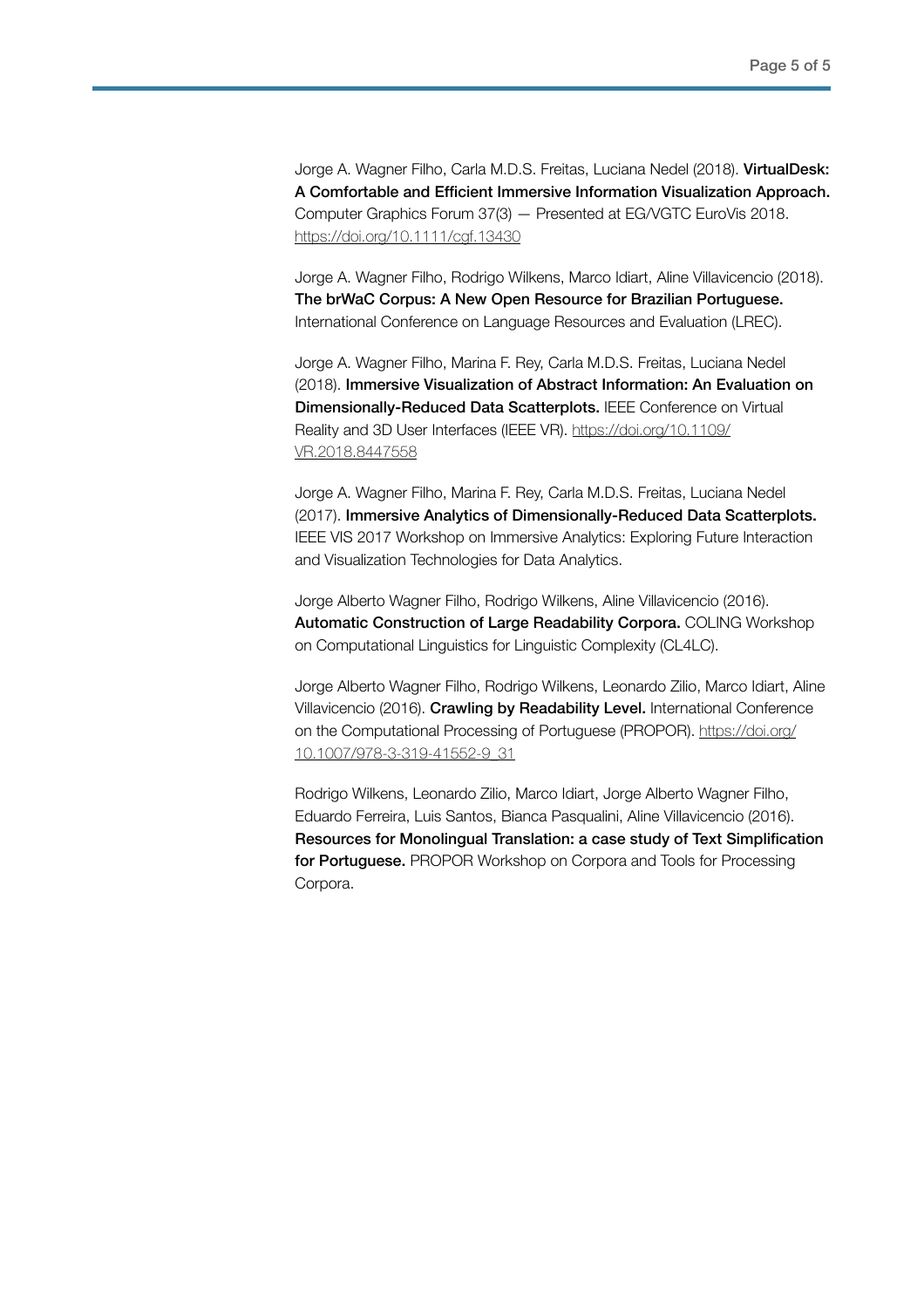Jorge A. Wagner Filho, Carla M.D.S. Freitas, Luciana Nedel (2018). **VirtualDesk: A Comfortable and Efficient Immersive Information Visualization Approach.** Computer Graphics Forum 37(3) — Presented at EG/VGTC EuroVis 2018. https://doi.org/10.1111/cgf.13430

Jorge A. Wagner Filho, Rodrigo Wilkens, Marco Idiart, Aline Villavicencio (2018). **The brWaC Corpus: A New Open Resource for Brazilian Portuguese.** International Conference on Language Resources and Evaluation (LREC).

Jorge A. Wagner Filho, Marina F. Rey, Carla M.D.S. Freitas, Luciana Nedel (2018). **Immersive Visualization of Abstract Information: An Evaluation on Dimensionally-Reduced Data Scatterplots.** IEEE Conference on Virtual Reality and 3D User Interfaces (IEEE VR). https://doi.org/10.1109/VR.2018.8447558

Jorge A. Wagner Filho, Marina F. Rey, Carla M.D.S. Freitas, Luciana Nedel (2017). **Immersive Analytics of Dimensionally-Reduced Data Scatterplots.** IEEE VIS 2017 Workshop on Immersive Analytics: Exploring Future Interaction and Visualization Technologies for Data Analytics.

Jorge Alberto Wagner Filho, Rodrigo Wilkens, Aline Villavicencio (2016). **Automatic Construction of Large Readability Corpora.** COLING Workshop on Computational Linguistics for Linguistic Complexity (CL4LC).

Jorge Alberto Wagner Filho, Rodrigo Wilkens, Leonardo Zilio, Marco Idiart, Aline Villavicencio (2016). **Crawling by Readability Level.** International Conference on the Computational Processing of Portuguese (PROPOR). https://doi.org/10.1007/978-3-319-41552-9_31

Rodrigo Wilkens, Leonardo Zilio, Marco Idiart, Jorge Alberto Wagner Filho, Eduardo Ferreira, Luis Santos, Bianca Pasqualini, Aline Villavicencio (2016). **Resources for Monolingual Translation: a case study of Text Simplification for Portuguese.** PROPOR Workshop on Corpora and Tools for Processing Corpora.